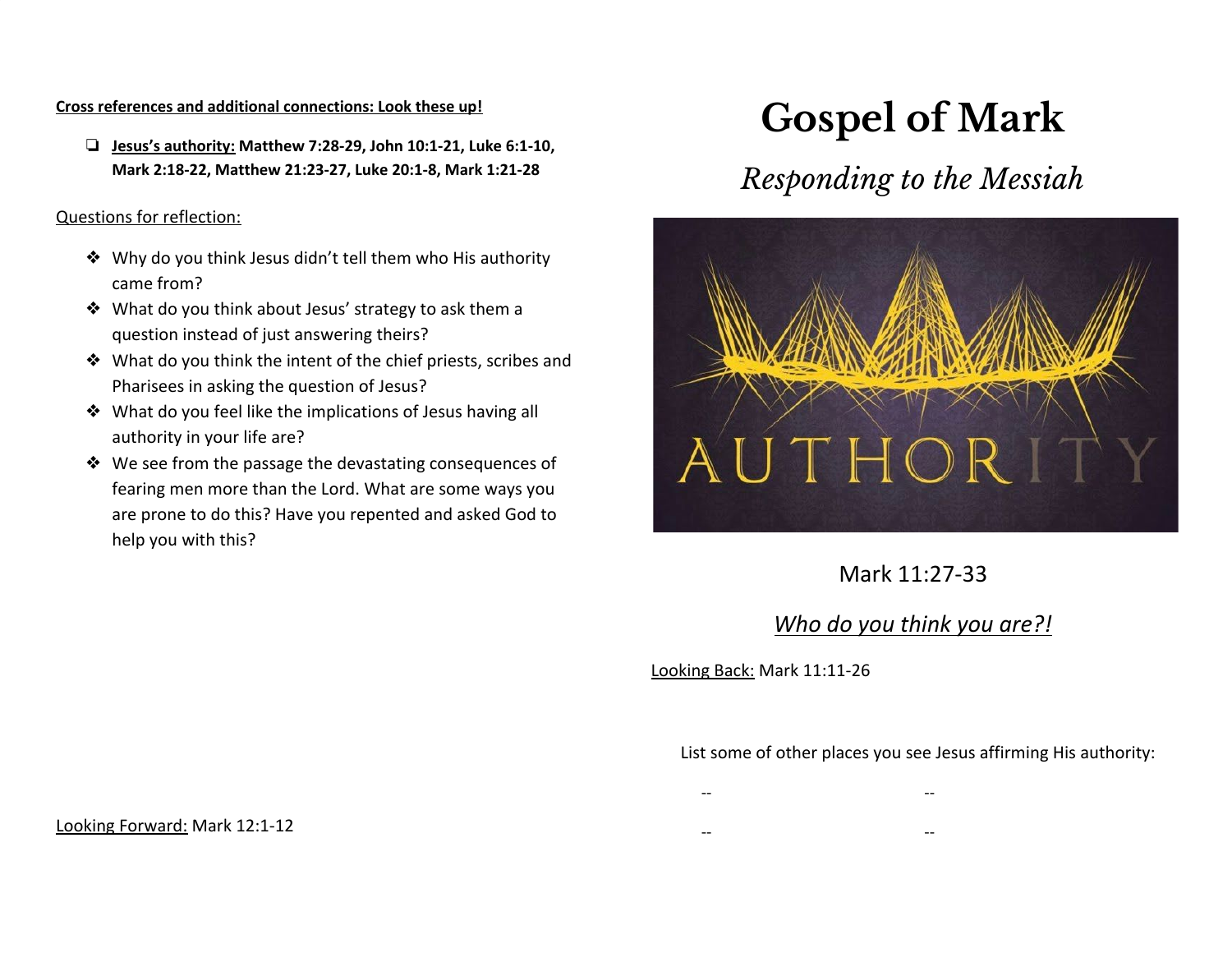# Gospel of Mark

## *Responding to the Messiah*

Mark 11:27-33

*Who do you think you are?!*

Looking Back: Mark 11:11-26

List some of other places you see Jesus affirming His authority:

-- --

-- --

**Cross references and additional connections: Look these up!**

- ❑ **Jesus's authority: Matthew 7:28-29, John 10:1-21, Luke 6:1-10, Mark 2:18-22, Matthew 21:23-27, Luke 20:1-8, Mark 1:21-28**

Questions for reflection:

- ❖ Why do you think Jesus didn't tell them who His authority came from?
- ❖ What do you think about Jesus' strategy to ask them a question instead of just answering theirs?
- ❖ What do you think the intent of the chief priests, scribes and Pharisees in asking the question of Jesus?
- ❖ What do you feel like the implications of Jesus having all authority in your life are?
- ❖ We see from the passage the devastating consequences of fearing men more than the Lord. What are some ways you are prone to do this? Have you repented and asked God to help you with this?

Looking Forward: Mark 12:1-12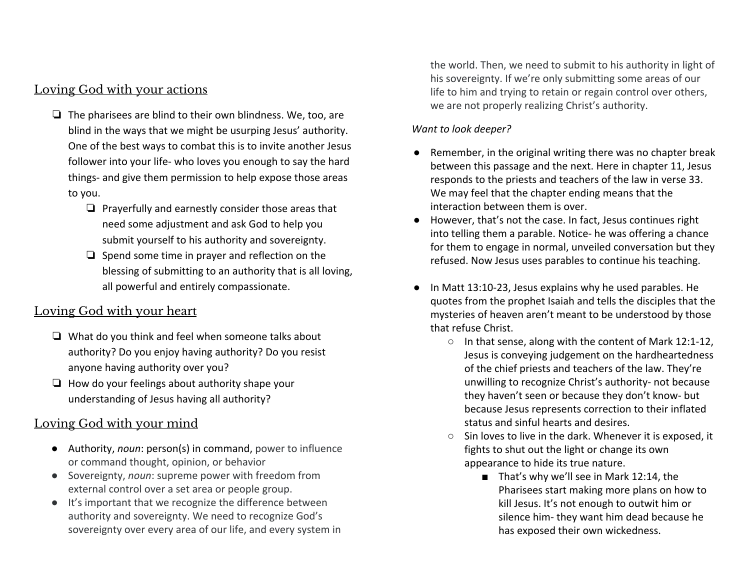## Loving God with your actions

- The pharisees are blind to their own blindness. We, too, are blind in the ways that we might be usurping Jesus' authority. One of the best ways to combat this is to invite another Jesus follower into your life- who loves you enough to say the hard things- and give them permission to help expose those areas to you.
  - Prayerfully and earnestly consider those areas that need some adjustment and ask God to help you submit yourself to his authority and sovereignty.
  - Spend some time in prayer and reflection on the blessing of submitting to an authority that is all loving, all powerful and entirely compassionate.

## Loving God with your heart

- What do you think and feel when someone talks about authority? Do you enjoy having authority? Do you resist anyone having authority over you?
- How do your feelings about authority shape your understanding of Jesus having all authority?

## Loving God with your mind

- Authority, *noun*: person(s) in command, power to influence or command thought, opinion, or behavior
- Sovereignty, *noun*: supreme power with freedom from external control over a set area or people group.
- It's important that we recognize the difference between authority and sovereignty. We need to recognize God's sovereignty over every area of our life, and every system in the world. Then, we need to submit to his authority in light of his sovereignty. If we're only submitting some areas of our life to him and trying to retain or regain control over others, we are not properly realizing Christ's authority.

*Want to look deeper?*

- Remember, in the original writing there was no chapter break between this passage and the next. Here in chapter 11, Jesus responds to the priests and teachers of the law in verse 33. We may feel that the chapter ending means that the interaction between them is over.
- However, that's not the case. In fact, Jesus continues right into telling them a parable. Notice- he was offering a chance for them to engage in normal, unveiled conversation but they refused. Now Jesus uses parables to continue his teaching.

- In Matt 13:10-23, Jesus explains why he used parables. He quotes from the prophet Isaiah and tells the disciples that the mysteries of heaven aren't meant to be understood by those that refuse Christ.
  - In that sense, along with the content of Mark 12:1-12, Jesus is conveying judgement on the hardheartedness of the chief priests and teachers of the law. They're unwilling to recognize Christ's authority- not because they haven't seen or because they don't know- but because Jesus represents correction to their inflated status and sinful hearts and desires.
  - Sin loves to live in the dark. Whenever it is exposed, it fights to shut out the light or change its own appearance to hide its true nature.
    - That's why we'll see in Mark 12:14, the Pharisees start making more plans on how to kill Jesus. It's not enough to outwit him or silence him- they want him dead because he has exposed their own wickedness.